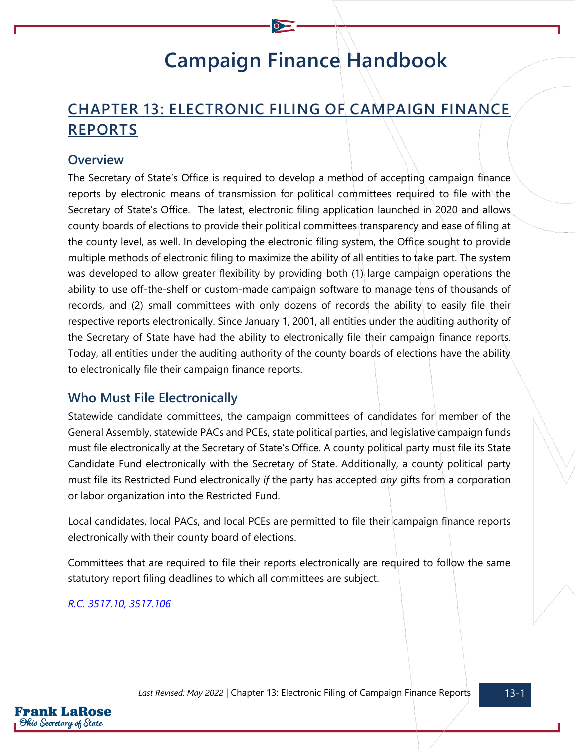# Campaign Finance Handbook

## CHAPTER 13: ELECTRONIC FILING OF CAMPAIGN FINANCE REPORTS

### Overview

The Secretary of State's Office is required to develop a method of accepting campaign finance reports by electronic means of transmission for political committees required to file with the Secretary of State's Office. The latest, electronic filing application launched in 2020 and allows county boards of elections to provide their political committees transparency and ease of filing at the county level, as well. In developing the electronic filing system, the Office sought to provide multiple methods of electronic filing to maximize the ability of all entities to take part. The system was developed to allow greater flexibility by providing both (1) large campaign operations the ability to use off-the-shelf or custom-made campaign software to manage tens of thousands of records, and (2) small committees with only dozens of records the ability to easily file their respective reports electronically. Since January 1, 2001, all entities under the auditing authority of the Secretary of State have had the ability to electronically file their campaign finance reports. Today, all entities under the auditing authority of the county boards of elections have the ability to electronically file their campaign finance reports.

### Who Must File Electronically

Statewide candidate committees, the campaign committees of candidates for member of the General Assembly, statewide PACs and PCEs, state political parties, and legislative campaign funds must file electronically at the Secretary of State's Office. A county political party must file its State Candidate Fund electronically with the Secretary of State. Additionally, a county political party must file its Restricted Fund electronically *if* the party has accepted *any* gifts from a corporation or labor organization into the Restricted Fund.

Local candidates, local PACs, and local PCEs are permitted to file their campaign finance reports electronically with their county board of elections.

Committees that are required to file their reports electronically are required to follow the same statutory report filing deadlines to which all committees are subject.

*R.C. 3517.10, 3517.106*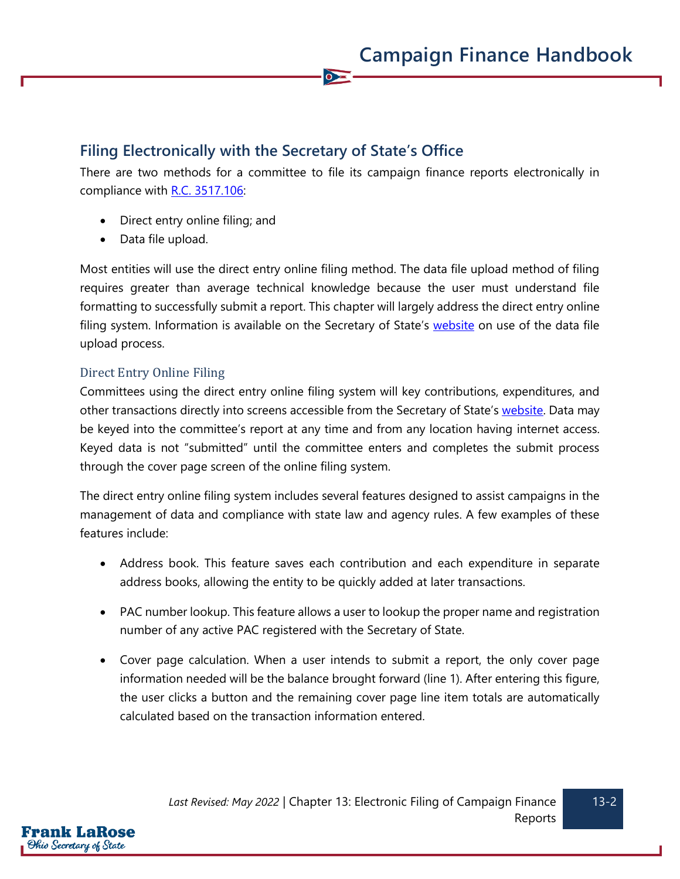## Filing Electronically with the Secretary of State's Office

There are two methods for a committee to file its campaign finance reports electronically in compliance with R.C. 3517.106:

- Direct entry online filing; and
- Data file upload.

Most entities will use the direct entry online filing method. The data file upload method of filing requires greater than average technical knowledge because the user must understand file formatting to successfully submit a report. This chapter will largely address the direct entry online filing system. Information is available on the Secretary of State's website on use of the data file upload process.

### Direct Entry Online Filing

Committees using the direct entry online filing system will key contributions, expenditures, and other transactions directly into screens accessible from the Secretary of State's website. Data may be keyed into the committee's report at any time and from any location having internet access. Keyed data is not "submitted" until the committee enters and completes the submit process through the cover page screen of the online filing system.

The direct entry online filing system includes several features designed to assist campaigns in the management of data and compliance with state law and agency rules. A few examples of these features include:

- Address book. This feature saves each contribution and each expenditure in separate address books, allowing the entity to be quickly added at later transactions.

- PAC number lookup. This feature allows a user to lookup the proper name and registration number of any active PAC registered with the Secretary of State.

- Cover page calculation. When a user intends to submit a report, the only cover page information needed will be the balance brought forward (line 1). After entering this figure, the user clicks a button and the remaining cover page line item totals are automatically calculated based on the transaction information entered.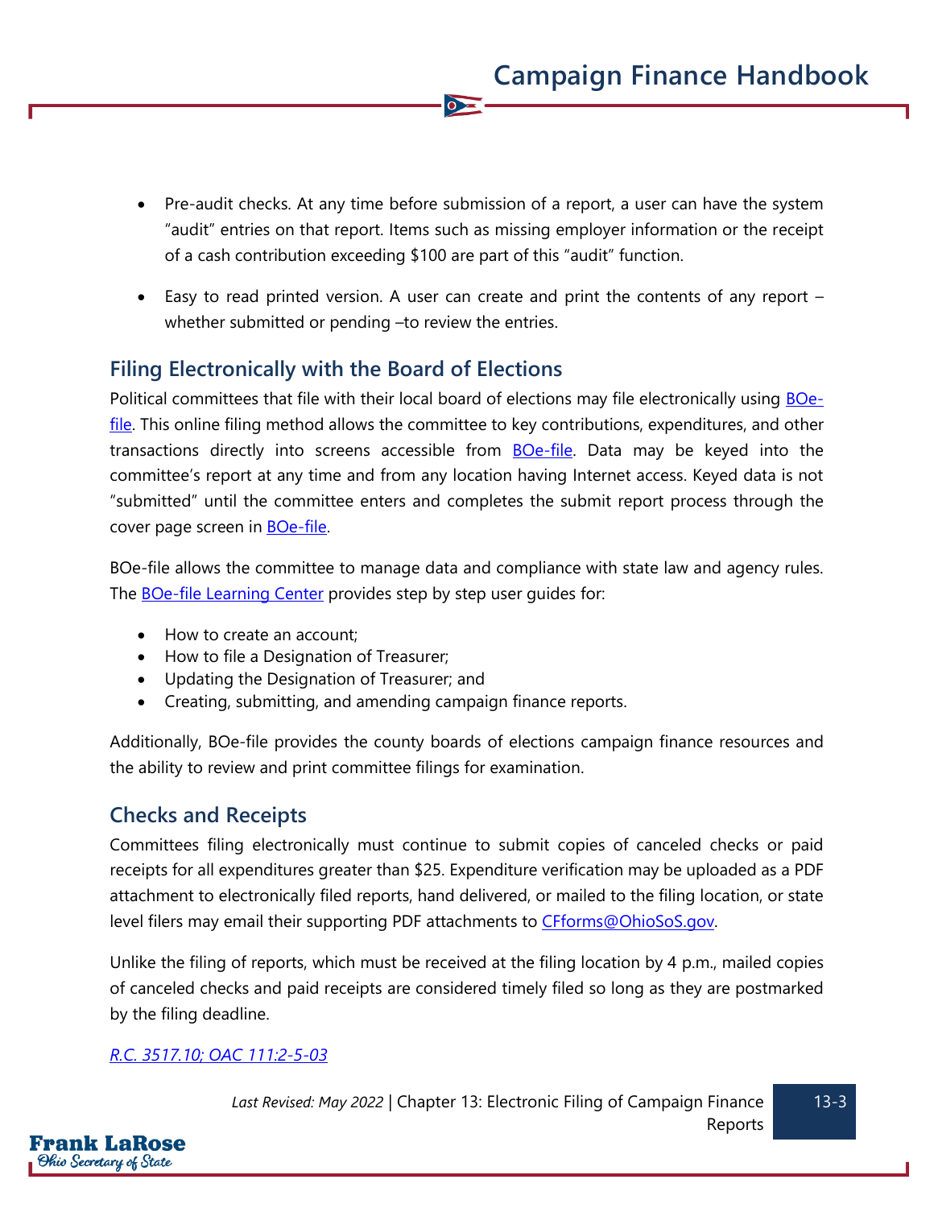- Pre-audit checks. At any time before submission of a report, a user can have the system "audit" entries on that report. Items such as missing employer information or the receipt of a cash contribution exceeding $100 are part of this "audit" function.

- Easy to read printed version. A user can create and print the contents of any report – whether submitted or pending –to review the entries.

## Filing Electronically with the Board of Elections

Political committees that file with their local board of elections may file electronically using BOe-file. This online filing method allows the committee to key contributions, expenditures, and other transactions directly into screens accessible from BOe-file. Data may be keyed into the committee's report at any time and from any location having Internet access. Keyed data is not "submitted" until the committee enters and completes the submit report process through the cover page screen in BOe-file.

BOe-file allows the committee to manage data and compliance with state law and agency rules. The BOe-file Learning Center provides step by step user guides for:

- How to create an account;
- How to file a Designation of Treasurer;
- Updating the Designation of Treasurer; and
- Creating, submitting, and amending campaign finance reports.

Additionally, BOe-file provides the county boards of elections campaign finance resources and the ability to review and print committee filings for examination.

## Checks and Receipts

Committees filing electronically must continue to submit copies of canceled checks or paid receipts for all expenditures greater than $25. Expenditure verification may be uploaded as a PDF attachment to electronically filed reports, hand delivered, or mailed to the filing location, or state level filers may email their supporting PDF attachments to CFforms@OhioSoS.gov.

Unlike the filing of reports, which must be received at the filing location by 4 p.m., mailed copies of canceled checks and paid receipts are considered timely filed so long as they are postmarked by the filing deadline.

*R.C. 3517.10; OAC 111:2-5-03*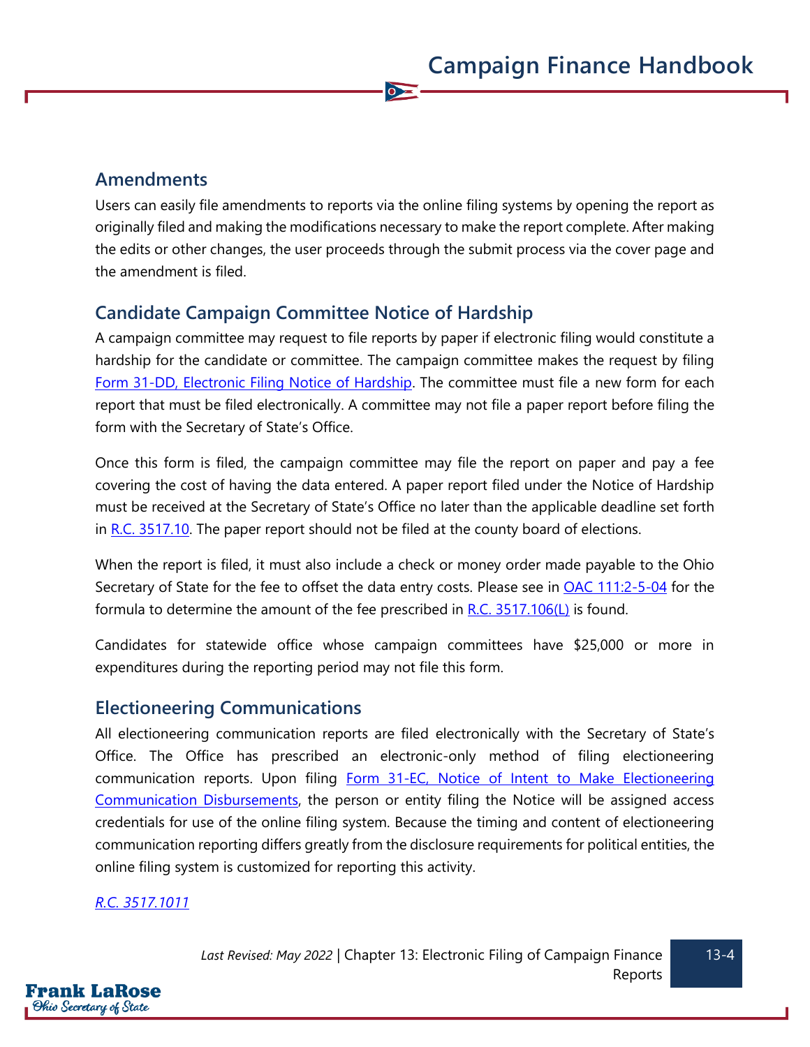## Amendments

Users can easily file amendments to reports via the online filing systems by opening the report as originally filed and making the modifications necessary to make the report complete. After making the edits or other changes, the user proceeds through the submit process via the cover page and the amendment is filed.

## Candidate Campaign Committee Notice of Hardship

A campaign committee may request to file reports by paper if electronic filing would constitute a hardship for the candidate or committee. The campaign committee makes the request by filing [Form 31-DD, Electronic Filing Notice of Hardship](). The committee must file a new form for each report that must be filed electronically. A committee may not file a paper report before filing the form with the Secretary of State's Office.

Once this form is filed, the campaign committee may file the report on paper and pay a fee covering the cost of having the data entered. A paper report filed under the Notice of Hardship must be received at the Secretary of State's Office no later than the applicable deadline set forth in [R.C. 3517.10](). The paper report should not be filed at the county board of elections.

When the report is filed, it must also include a check or money order made payable to the Ohio Secretary of State for the fee to offset the data entry costs. Please see in [OAC 111:2-5-04]() for the formula to determine the amount of the fee prescribed in [R.C. 3517.106(L)]() is found.

Candidates for statewide office whose campaign committees have $25,000 or more in expenditures during the reporting period may not file this form.

## Electioneering Communications

All electioneering communication reports are filed electronically with the Secretary of State's Office. The Office has prescribed an electronic-only method of filing electioneering communication reports. Upon filing [Form 31-EC, Notice of Intent to Make Electioneering Communication Disbursements](), the person or entity filing the Notice will be assigned access credentials for use of the online filing system. Because the timing and content of electioneering communication reporting differs greatly from the disclosure requirements for political entities, the online filing system is customized for reporting this activity.

*[R.C. 3517.1011]()*